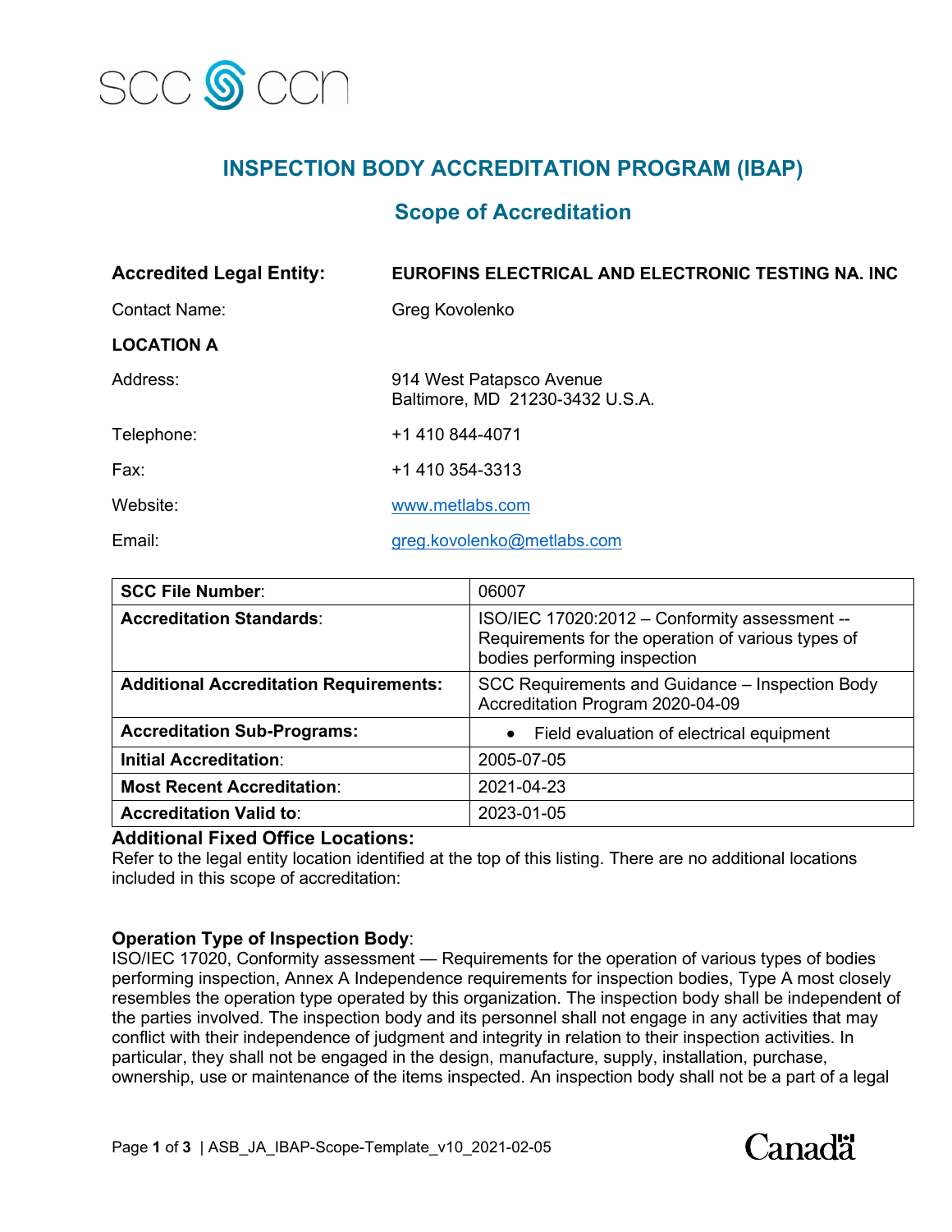SCC CCN

# INSPECTION BODY ACCREDITATION PROGRAM (IBAP)

## Scope of Accreditation

**Accredited Legal Entity:** **EUROFINS ELECTRICAL AND ELECTRONIC TESTING NA. INC**

Contact Name: Greg Kovolenko

**LOCATION A**

Address: 914 West Patapsco Avenue
Baltimore, MD 21230-3432 U.S.A.

Telephone: +1 410 844-4071

Fax: +1 410 354-3313

Website: www.metlabs.com

Email: greg.kovolenko@metlabs.com

| **SCC File Number**: | 06007 |
|---|---|
| **Accreditation Standards**: | ISO/IEC 17020:2012 – Conformity assessment -- Requirements for the operation of various types of bodies performing inspection |
| **Additional Accreditation Requirements:** | SCC Requirements and Guidance – Inspection Body Accreditation Program 2020-04-09 |
| **Accreditation Sub-Programs:** | • Field evaluation of electrical equipment |
| **Initial Accreditation**: | 2005-07-05 |
| **Most Recent Accreditation**: | 2021-04-23 |
| **Accreditation Valid to**: | 2023-01-05 |

**Additional Fixed Office Locations:**
Refer to the legal entity location identified at the top of this listing. There are no additional locations included in this scope of accreditation:

**Operation Type of Inspection Body**:
ISO/IEC 17020, Conformity assessment — Requirements for the operation of various types of bodies performing inspection, Annex A Independence requirements for inspection bodies, Type A most closely resembles the operation type operated by this organization. The inspection body shall be independent of the parties involved. The inspection body and its personnel shall not engage in any activities that may conflict with their independence of judgment and integrity in relation to their inspection activities. In particular, they shall not be engaged in the design, manufacture, supply, installation, purchase, ownership, use or maintenance of the items inspected. An inspection body shall not be a part of a legal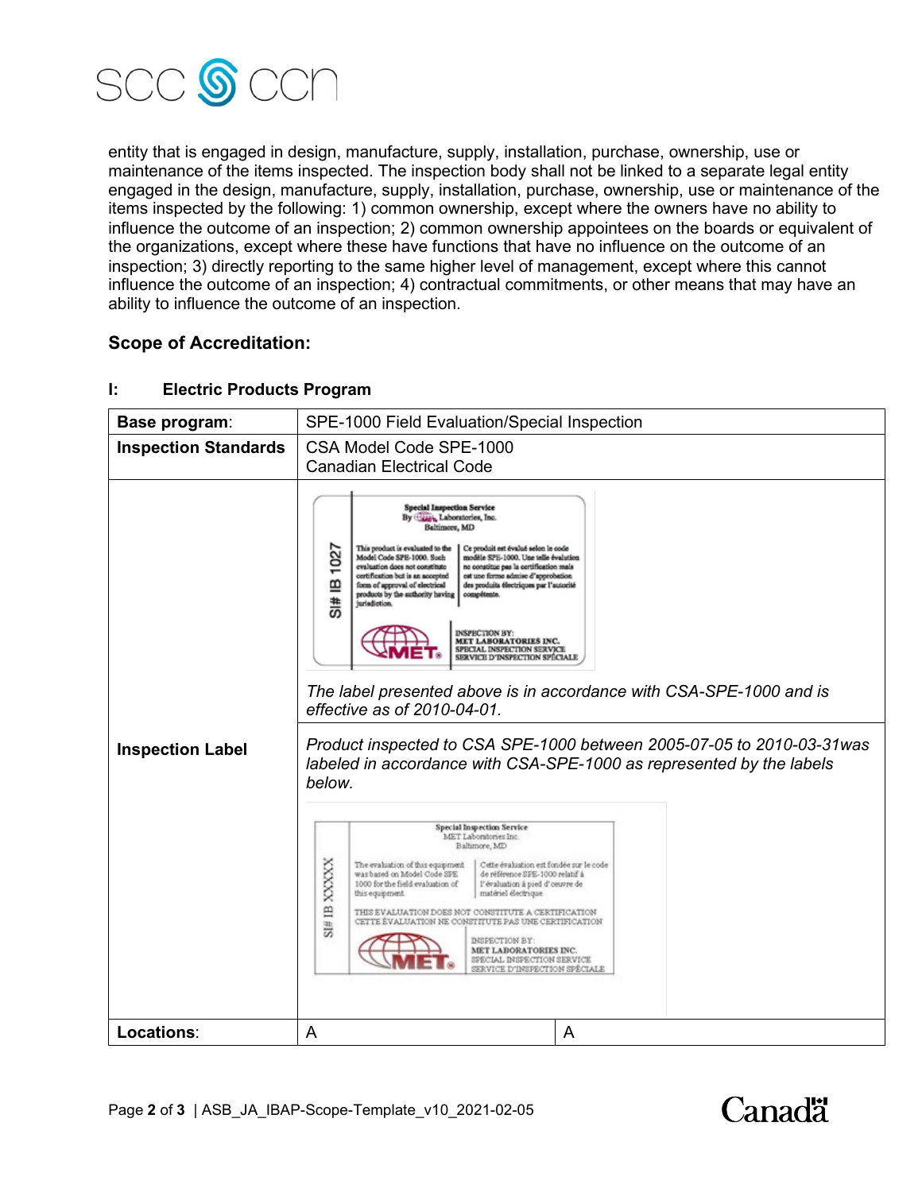entity that is engaged in design, manufacture, supply, installation, purchase, ownership, use or maintenance of the items inspected. The inspection body shall not be linked to a separate legal entity engaged in the design, manufacture, supply, installation, purchase, ownership, use or maintenance of the items inspected by the following: 1) common ownership, except where the owners have no ability to influence the outcome of an inspection; 2) common ownership appointees on the boards or equivalent of the organizations, except where these have functions that have no influence on the outcome of an inspection; 3) directly reporting to the same higher level of management, except where this cannot influence the outcome of an inspection; 4) contractual commitments, or other means that may have an ability to influence the outcome of an inspection.

### Scope of Accreditation:

#### I: Electric Products Program

| **Base program**: | SPE-1000 Field Evaluation/Special Inspection | |
|---|---|---|
| **Inspection Standards** | CSA Model Code SPE-1000<br>Canadian Electrical Code | |
| **Inspection Label** | *The label presented above is in accordance with CSA-SPE-1000 and is effective as of 2010-04-01.* | |
| | *Product inspected to CSA SPE-1000 between 2005-07-05 to 2010-03-31was labeled in accordance with CSA-SPE-1000 as represented by the labels below.* | |
| **Locations**: | A | A |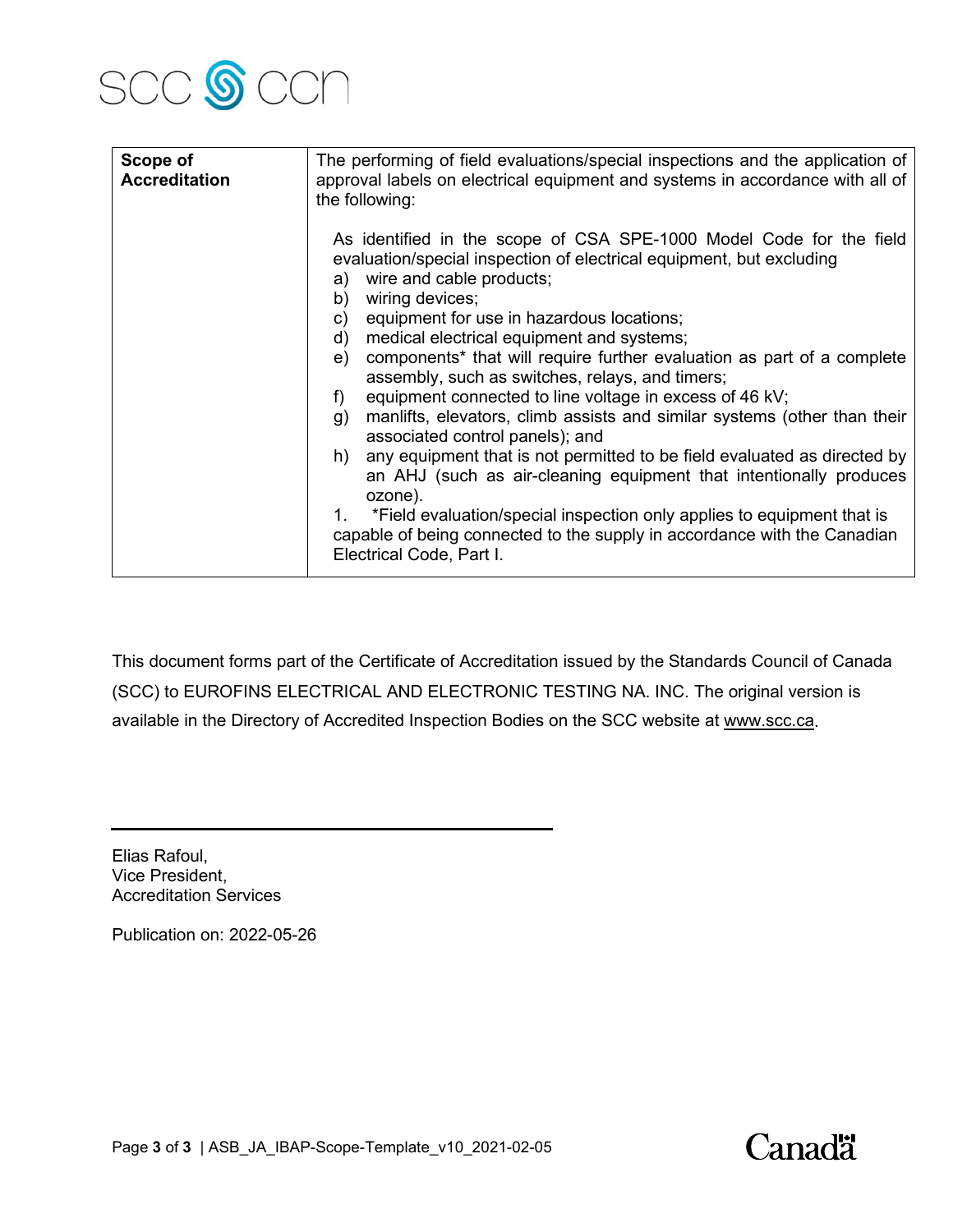| | |
|---|---|
| **Scope of Accreditation** | The performing of field evaluations/special inspections and the application of approval labels on electrical equipment and systems in accordance with all of the following:<br><br>As identified in the scope of CSA SPE-1000 Model Code for the field evaluation/special inspection of electrical equipment, but excluding<br>a) wire and cable products;<br>b) wiring devices;<br>c) equipment for use in hazardous locations;<br>d) medical electrical equipment and systems;<br>e) components* that will require further evaluation as part of a complete assembly, such as switches, relays, and timers;<br>f) equipment connected to line voltage in excess of 46 kV;<br>g) manlifts, elevators, climb assists and similar systems (other than their associated control panels); and<br>h) any equipment that is not permitted to be field evaluated as directed by an AHJ (such as air-cleaning equipment that intentionally produces ozone).<br>1. *Field evaluation/special inspection only applies to equipment that is capable of being connected to the supply in accordance with the Canadian Electrical Code, Part I. |

This document forms part of the Certificate of Accreditation issued by the Standards Council of Canada (SCC) to EUROFINS ELECTRICAL AND ELECTRONIC TESTING NA. INC. The original version is available in the Directory of Accredited Inspection Bodies on the SCC website at www.scc.ca.

Elias Rafoul,
Vice President,
Accreditation Services

Publication on: 2022-05-26